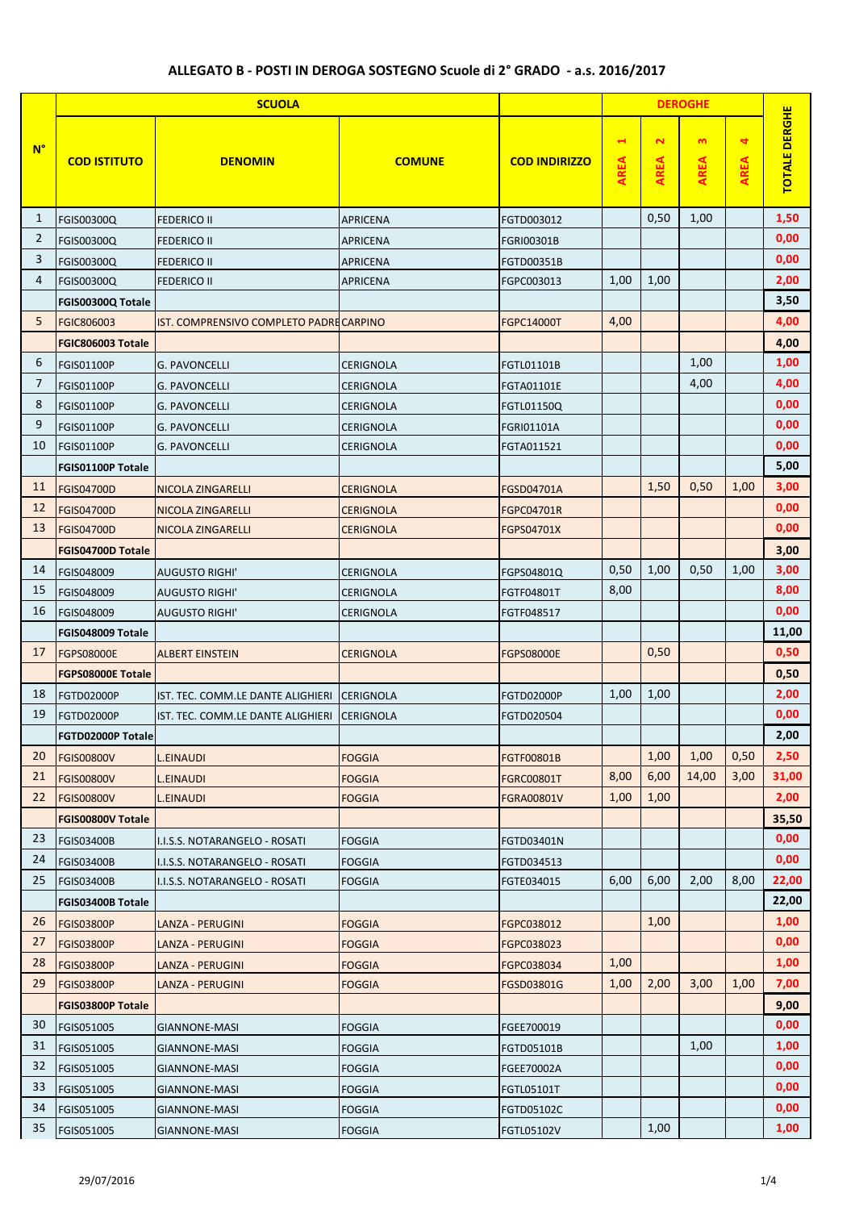## ALLEGATO B - POSTI IN DEROGA SOSTEGNO Scuole di 2° GRADO - a.s. 2016/2017

| N° | SCUOLA | | | | DEROGHE | | | | TOTALE DERGHE |
|---|---|---|---|---|---|---|---|---|---|
| | COD ISTITUTO | DENOMIN | COMUNE | COD INDIRIZZO | AREA 1 | AREA 2 | AREA 3 | AREA 4 | |
| 1 | FGIS00300Q | FEDERICO II | APRICENA | FGTD003012 | | 0,50 | 1,00 | | 1,50 |
| 2 | FGIS00300Q | FEDERICO II | APRICENA | FGRI00301B | | | | | 0,00 |
| 3 | FGIS00300Q | FEDERICO II | APRICENA | FGTD00351B | | | | | 0,00 |
| 4 | FGIS00300Q | FEDERICO II | APRICENA | FGPC003013 | 1,00 | 1,00 | | | 2,00 |
| | FGIS00300Q Totale | | | | | | | | 3,50 |
| 5 | FGIC806003 | IST. COMPRENSIVO COMPLETO PADRE | CARPINO | FGPC14000T | 4,00 | | | | 4,00 |
| | FGIC806003 Totale | | | | | | | | 4,00 |
| 6 | FGIS01100P | G. PAVONCELLI | CERIGNOLA | FGTL01101B | | | 1,00 | | 1,00 |
| 7 | FGIS01100P | G. PAVONCELLI | CERIGNOLA | FGTA01101E | | | 4,00 | | 4,00 |
| 8 | FGIS01100P | G. PAVONCELLI | CERIGNOLA | FGTL01150Q | | | | | 0,00 |
| 9 | FGIS01100P | G. PAVONCELLI | CERIGNOLA | FGRI01101A | | | | | 0,00 |
| 10 | FGIS01100P | G. PAVONCELLI | CERIGNOLA | FGTA011521 | | | | | 0,00 |
| | FGIS01100P Totale | | | | | | | | 5,00 |
| 11 | FGIS04700D | NICOLA ZINGARELLI | CERIGNOLA | FGSD04701A | | 1,50 | 0,50 | 1,00 | 3,00 |
| 12 | FGIS04700D | NICOLA ZINGARELLI | CERIGNOLA | FGPC04701R | | | | | 0,00 |
| 13 | FGIS04700D | NICOLA ZINGARELLI | CERIGNOLA | FGPS04701X | | | | | 0,00 |
| | FGIS04700D Totale | | | | | | | | 3,00 |
| 14 | FGIS048009 | AUGUSTO RIGHI' | CERIGNOLA | FGPS04801Q | 0,50 | 1,00 | 0,50 | 1,00 | 3,00 |
| 15 | FGIS048009 | AUGUSTO RIGHI' | CERIGNOLA | FGTF04801T | 8,00 | | | | 8,00 |
| 16 | FGIS048009 | AUGUSTO RIGHI' | CERIGNOLA | FGTF048517 | | | | | 0,00 |
| | FGIS048009 Totale | | | | | | | | 11,00 |
| 17 | FGPS08000E | ALBERT EINSTEIN | CERIGNOLA | FGPS08000E | | 0,50 | | | 0,50 |
| | FGPS08000E Totale | | | | | | | | 0,50 |
| 18 | FGTD02000P | IST. TEC. COMM.LE DANTE ALIGHIERI | CERIGNOLA | FGTD02000P | 1,00 | 1,00 | | | 2,00 |
| 19 | FGTD02000P | IST. TEC. COMM.LE DANTE ALIGHIERI | CERIGNOLA | FGTD020504 | | | | | 0,00 |
| | FGTD02000P Totale | | | | | | | | 2,00 |
| 20 | FGIS00800V | L.EINAUDI | FOGGIA | FGTF00801B | | 1,00 | 1,00 | 0,50 | 2,50 |
| 21 | FGIS00800V | L.EINAUDI | FOGGIA | FGRC00801T | 8,00 | 6,00 | 14,00 | 3,00 | 31,00 |
| 22 | FGIS00800V | L.EINAUDI | FOGGIA | FGRA00801V | 1,00 | 1,00 | | | 2,00 |
| | FGIS00800V Totale | | | | | | | | 35,50 |
| 23 | FGIS03400B | I.I.S.S. NOTARANGELO - ROSATI | FOGGIA | FGTD03401N | | | | | 0,00 |
| 24 | FGIS03400B | I.I.S.S. NOTARANGELO - ROSATI | FOGGIA | FGTD034513 | | | | | 0,00 |
| 25 | FGIS03400B | I.I.S.S. NOTARANGELO - ROSATI | FOGGIA | FGTE034015 | 6,00 | 6,00 | 2,00 | 8,00 | 22,00 |
| | FGIS03400B Totale | | | | | | | | 22,00 |
| 26 | FGIS03800P | LANZA - PERUGINI | FOGGIA | FGPC038012 | | 1,00 | | | 1,00 |
| 27 | FGIS03800P | LANZA - PERUGINI | FOGGIA | FGPC038023 | | | | | 0,00 |
| 28 | FGIS03800P | LANZA - PERUGINI | FOGGIA | FGPC038034 | 1,00 | | | | 1,00 |
| 29 | FGIS03800P | LANZA - PERUGINI | FOGGIA | FGSD03801G | 1,00 | 2,00 | 3,00 | 1,00 | 7,00 |
| | FGIS03800P Totale | | | | | | | | 9,00 |
| 30 | FGIS051005 | GIANNONE-MASI | FOGGIA | FGEE700019 | | | | | 0,00 |
| 31 | FGIS051005 | GIANNONE-MASI | FOGGIA | FGTD05101B | | | 1,00 | | 1,00 |
| 32 | FGIS051005 | GIANNONE-MASI | FOGGIA | FGEE70002A | | | | | 0,00 |
| 33 | FGIS051005 | GIANNONE-MASI | FOGGIA | FGTL05101T | | | | | 0,00 |
| 34 | FGIS051005 | GIANNONE-MASI | FOGGIA | FGTD05102C | | | | | 0,00 |
| 35 | FGIS051005 | GIANNONE-MASI | FOGGIA | FGTL05102V | | 1,00 | | | 1,00 |

29/07/2016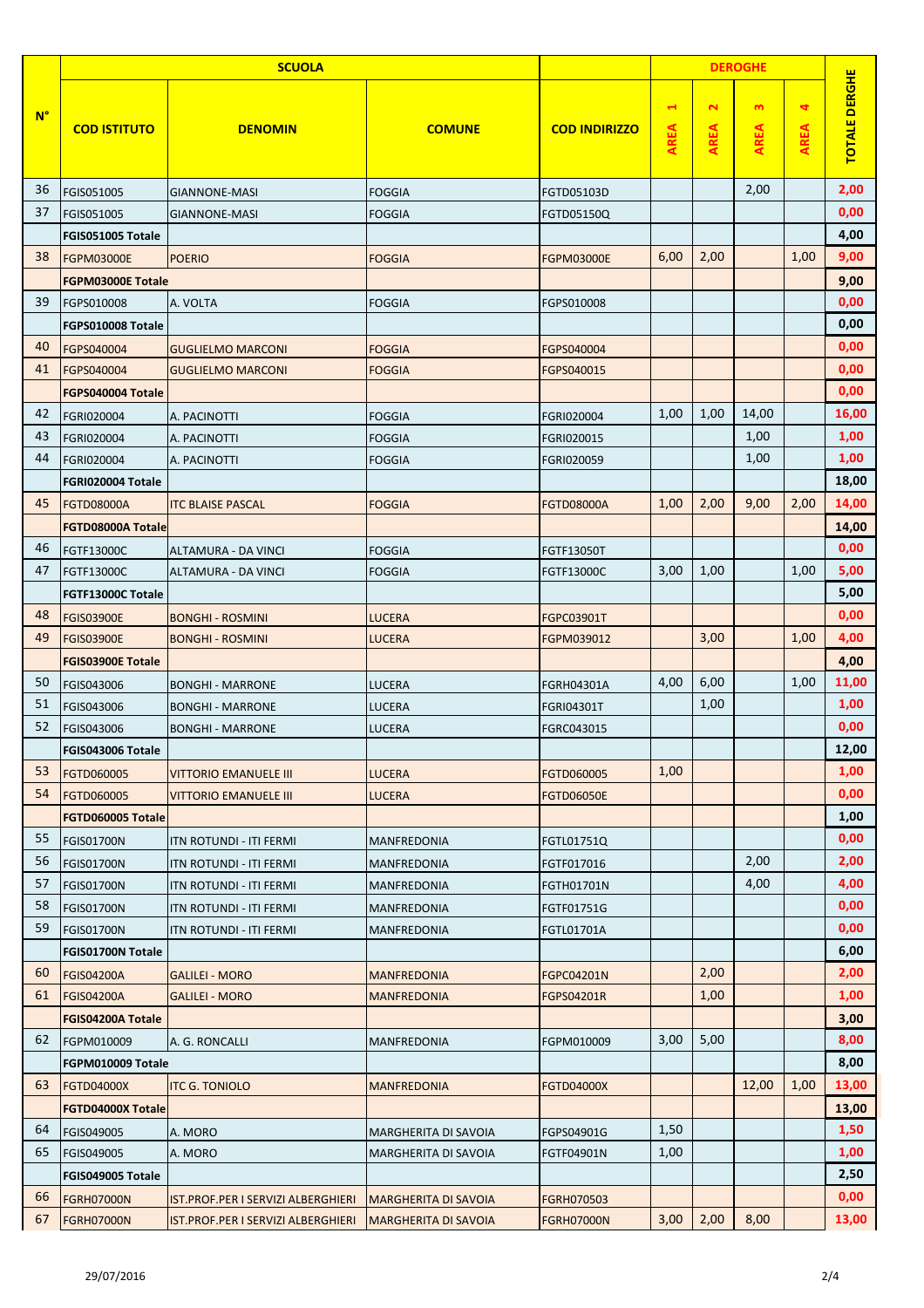| N° | SCUOLA | | | | DEROGHE | | | | TOTALE DERGHE |
|---|---|---|---|---|---|---|---|---|---|
| | COD ISTITUTO | DENOMIN | COMUNE | COD INDIRIZZO | AREA 1 | AREA 2 | AREA 3 | AREA 4 | |
| 36 | FGIS051005 | GIANNONE-MASI | FOGGIA | FGTD05103D | | | 2,00 | | 2,00 |
| 37 | FGIS051005 | GIANNONE-MASI | FOGGIA | FGTD05150Q | | | | | 0,00 |
| | FGIS051005 Totale | | | | | | | | 4,00 |
| 38 | FGPM03000E | POERIO | FOGGIA | FGPM03000E | 6,00 | 2,00 | | 1,00 | 9,00 |
| | FGPM03000E Totale | | | | | | | | 9,00 |
| 39 | FGPS010008 | A. VOLTA | FOGGIA | FGPS010008 | | | | | 0,00 |
| | FGPS010008 Totale | | | | | | | | 0,00 |
| 40 | FGPS040004 | GUGLIELMO MARCONI | FOGGIA | FGPS040004 | | | | | 0,00 |
| 41 | FGPS040004 | GUGLIELMO MARCONI | FOGGIA | FGPS040015 | | | | | 0,00 |
| | FGPS040004 Totale | | | | | | | | 0,00 |
| 42 | FGRI020004 | A. PACINOTTI | FOGGIA | FGRI020004 | 1,00 | 1,00 | 14,00 | | 16,00 |
| 43 | FGRI020004 | A. PACINOTTI | FOGGIA | FGRI020015 | | | 1,00 | | 1,00 |
| 44 | FGRI020004 | A. PACINOTTI | FOGGIA | FGRI020059 | | | 1,00 | | 1,00 |
| | FGRI020004 Totale | | | | | | | | 18,00 |
| 45 | FGTD08000A | ITC BLAISE PASCAL | FOGGIA | FGTD08000A | 1,00 | 2,00 | 9,00 | 2,00 | 14,00 |
| | FGTD08000A Totale | | | | | | | | 14,00 |
| 46 | FGTF13000C | ALTAMURA - DA VINCI | FOGGIA | FGTF13050T | | | | | 0,00 |
| 47 | FGTF13000C | ALTAMURA - DA VINCI | FOGGIA | FGTF13000C | 3,00 | 1,00 | | 1,00 | 5,00 |
| | FGTF13000C Totale | | | | | | | | 5,00 |
| 48 | FGIS03900E | BONGHI - ROSMINI | LUCERA | FGPC03901T | | | | | 0,00 |
| 49 | FGIS03900E | BONGHI - ROSMINI | LUCERA | FGPM039012 | | 3,00 | | 1,00 | 4,00 |
| | FGIS03900E Totale | | | | | | | | 4,00 |
| 50 | FGIS043006 | BONGHI - MARRONE | LUCERA | FGRH04301A | 4,00 | 6,00 | | 1,00 | 11,00 |
| 51 | FGIS043006 | BONGHI - MARRONE | LUCERA | FGRI04301T | | 1,00 | | | 1,00 |
| 52 | FGIS043006 | BONGHI - MARRONE | LUCERA | FGRC043015 | | | | | 0,00 |
| | FGIS043006 Totale | | | | | | | | 12,00 |
| 53 | FGTD060005 | VITTORIO EMANUELE III | LUCERA | FGTD060005 | 1,00 | | | | 1,00 |
| 54 | FGTD060005 | VITTORIO EMANUELE III | LUCERA | FGTD06050E | | | | | 0,00 |
| | FGTD060005 Totale | | | | | | | | 1,00 |
| 55 | FGIS01700N | ITN ROTUNDI - ITI FERMI | MANFREDONIA | FGTL01751Q | | | | | 0,00 |
| 56 | FGIS01700N | ITN ROTUNDI - ITI FERMI | MANFREDONIA | FGTF017016 | | | 2,00 | | 2,00 |
| 57 | FGIS01700N | ITN ROTUNDI - ITI FERMI | MANFREDONIA | FGTH01701N | | | 4,00 | | 4,00 |
| 58 | FGIS01700N | ITN ROTUNDI - ITI FERMI | MANFREDONIA | FGTF01751G | | | | | 0,00 |
| 59 | FGIS01700N | ITN ROTUNDI - ITI FERMI | MANFREDONIA | FGTL01701A | | | | | 0,00 |
| | FGIS01700N Totale | | | | | | | | 6,00 |
| 60 | FGIS04200A | GALILEI - MORO | MANFREDONIA | FGPC04201N | | 2,00 | | | 2,00 |
| 61 | FGIS04200A | GALILEI - MORO | MANFREDONIA | FGPS04201R | | 1,00 | | | 1,00 |
| | FGIS04200A Totale | | | | | | | | 3,00 |
| 62 | FGPM010009 | A. G. RONCALLI | MANFREDONIA | FGPM010009 | 3,00 | 5,00 | | | 8,00 |
| | FGPM010009 Totale | | | | | | | | 8,00 |
| 63 | FGTD04000X | ITC G. TONIOLO | MANFREDONIA | FGTD04000X | | | 12,00 | 1,00 | 13,00 |
| | FGTD04000X Totale | | | | | | | | 13,00 |
| 64 | FGIS049005 | A. MORO | MARGHERITA DI SAVOIA | FGPS04901G | 1,50 | | | | 1,50 |
| 65 | FGIS049005 | A. MORO | MARGHERITA DI SAVOIA | FGTF04901N | 1,00 | | | | 1,00 |
| | FGIS049005 Totale | | | | | | | | 2,50 |
| 66 | FGRH07000N | IST.PROF.PER I SERVIZI ALBERGHIERI | MARGHERITA DI SAVOIA | FGRH070503 | | | | | 0,00 |
| 67 | FGRH07000N | IST.PROF.PER I SERVIZI ALBERGHIERI | MARGHERITA DI SAVOIA | FGRH07000N | 3,00 | 2,00 | 8,00 | | 13,00 |

29/07/2016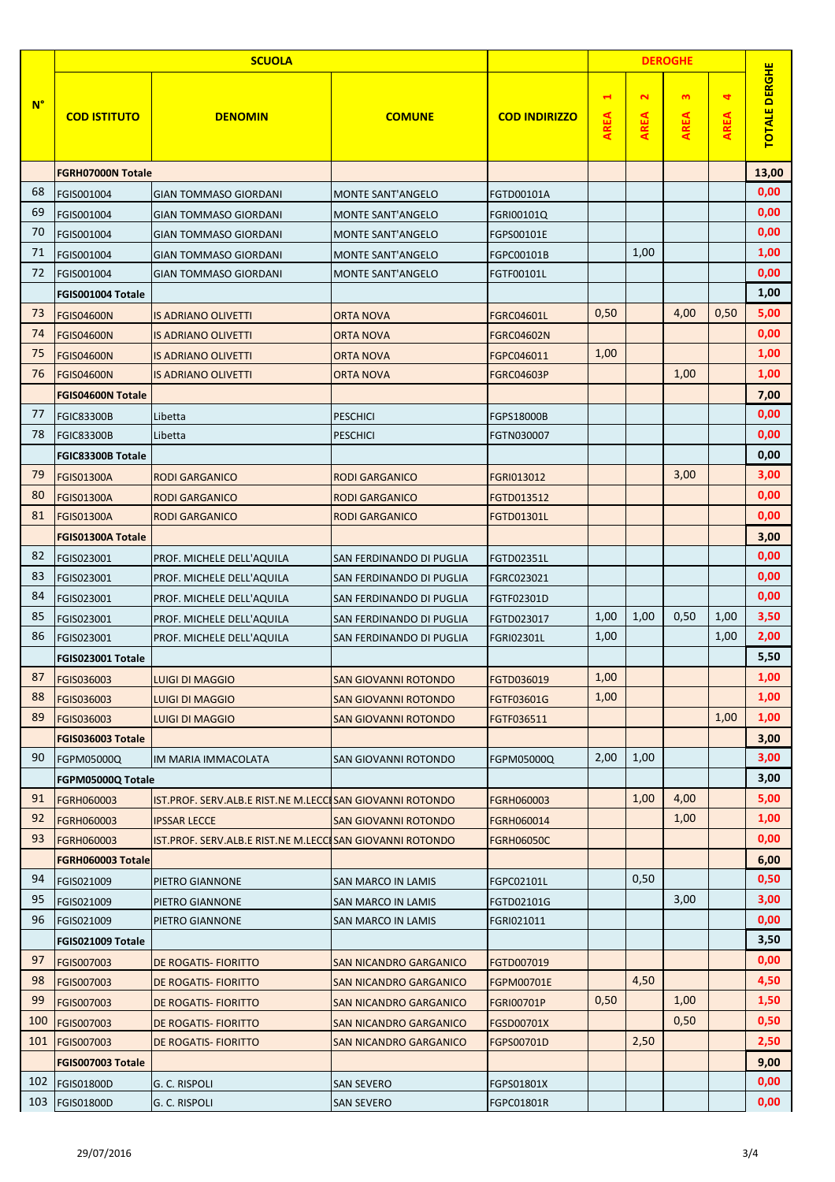| N° | SCUOLA | | | | DEROGHE | | | | TOTALE DERGHE |
|---|---|---|---|---|---|---|---|---|---|
| | COD ISTITUTO | DENOMIN | COMUNE | COD INDIRIZZO | AREA 1 | AREA 2 | AREA 3 | AREA 4 | |
| | FGRH07000N Totale | | | | | | | | 13,00 |
| 68 | FGIS001004 | GIAN TOMMASO GIORDANI | MONTE SANT'ANGELO | FGTD00101A | | | | | 0,00 |
| 69 | FGIS001004 | GIAN TOMMASO GIORDANI | MONTE SANT'ANGELO | FGRI00101Q | | | | | 0,00 |
| 70 | FGIS001004 | GIAN TOMMASO GIORDANI | MONTE SANT'ANGELO | FGPS00101E | | | | | 0,00 |
| 71 | FGIS001004 | GIAN TOMMASO GIORDANI | MONTE SANT'ANGELO | FGPC00101B | | 1,00 | | | 1,00 |
| 72 | FGIS001004 | GIAN TOMMASO GIORDANI | MONTE SANT'ANGELO | FGTF00101L | | | | | 0,00 |
| | FGIS001004 Totale | | | | | | | | 1,00 |
| 73 | FGIS04600N | IS ADRIANO OLIVETTI | ORTA NOVA | FGRC04601L | 0,50 | | 4,00 | 0,50 | 5,00 |
| 74 | FGIS04600N | IS ADRIANO OLIVETTI | ORTA NOVA | FGRC04602N | | | | | 0,00 |
| 75 | FGIS04600N | IS ADRIANO OLIVETTI | ORTA NOVA | FGPC046011 | 1,00 | | | | 1,00 |
| 76 | FGIS04600N | IS ADRIANO OLIVETTI | ORTA NOVA | FGRC04603P | | | 1,00 | | 1,00 |
| | FGIS04600N Totale | | | | | | | | 7,00 |
| 77 | FGIC83300B | Libetta | PESCHICI | FGPS18000B | | | | | 0,00 |
| 78 | FGIC83300B | Libetta | PESCHICI | FGTN030007 | | | | | 0,00 |
| | FGIC83300B Totale | | | | | | | | 0,00 |
| 79 | FGIS01300A | RODI GARGANICO | RODI GARGANICO | FGRI013012 | | | 3,00 | | 3,00 |
| 80 | FGIS01300A | RODI GARGANICO | RODI GARGANICO | FGTD013512 | | | | | 0,00 |
| 81 | FGIS01300A | RODI GARGANICO | RODI GARGANICO | FGTD01301L | | | | | 0,00 |
| | FGIS01300A Totale | | | | | | | | 3,00 |
| 82 | FGIS023001 | PROF. MICHELE DELL'AQUILA | SAN FERDINANDO DI PUGLIA | FGTD02351L | | | | | 0,00 |
| 83 | FGIS023001 | PROF. MICHELE DELL'AQUILA | SAN FERDINANDO DI PUGLIA | FGRC023021 | | | | | 0,00 |
| 84 | FGIS023001 | PROF. MICHELE DELL'AQUILA | SAN FERDINANDO DI PUGLIA | FGTF02301D | | | | | 0,00 |
| 85 | FGIS023001 | PROF. MICHELE DELL'AQUILA | SAN FERDINANDO DI PUGLIA | FGTD023017 | 1,00 | 1,00 | 0,50 | 1,00 | 3,50 |
| 86 | FGIS023001 | PROF. MICHELE DELL'AQUILA | SAN FERDINANDO DI PUGLIA | FGRI02301L | 1,00 | | | 1,00 | 2,00 |
| | FGIS023001 Totale | | | | | | | | 5,50 |
| 87 | FGIS036003 | LUIGI DI MAGGIO | SAN GIOVANNI ROTONDO | FGTD036019 | 1,00 | | | | 1,00 |
| 88 | FGIS036003 | LUIGI DI MAGGIO | SAN GIOVANNI ROTONDO | FGTF03601G | 1,00 | | | | 1,00 |
| 89 | FGIS036003 | LUIGI DI MAGGIO | SAN GIOVANNI ROTONDO | FGTF036511 | | | | 1,00 | 1,00 |
| | FGIS036003 Totale | | | | | | | | 3,00 |
| 90 | FGPM05000Q | IM MARIA IMMACOLATA | SAN GIOVANNI ROTONDO | FGPM05000Q | 2,00 | 1,00 | | | 3,00 |
| | FGPM05000Q Totale | | | | | | | | 3,00 |
| 91 | FGRH060003 | IST.PROF. SERV.ALB.E RIST.NE M.LECCI | SAN GIOVANNI ROTONDO | FGRH060003 | | 1,00 | 4,00 | | 5,00 |
| 92 | FGRH060003 | IPSSAR LECCE | SAN GIOVANNI ROTONDO | FGRH060014 | | | 1,00 | | 1,00 |
| 93 | FGRH060003 | IST.PROF. SERV.ALB.E RIST.NE M.LECCI | SAN GIOVANNI ROTONDO | FGRH06050C | | | | | 0,00 |
| | FGRH060003 Totale | | | | | | | | 6,00 |
| 94 | FGIS021009 | PIETRO GIANNONE | SAN MARCO IN LAMIS | FGPC02101L | | 0,50 | | | 0,50 |
| 95 | FGIS021009 | PIETRO GIANNONE | SAN MARCO IN LAMIS | FGTD02101G | | | 3,00 | | 3,00 |
| 96 | FGIS021009 | PIETRO GIANNONE | SAN MARCO IN LAMIS | FGRI021011 | | | | | 0,00 |
| | FGIS021009 Totale | | | | | | | | 3,50 |
| 97 | FGIS007003 | DE ROGATIS- FIORITTO | SAN NICANDRO GARGANICO | FGTD007019 | | | | | 0,00 |
| 98 | FGIS007003 | DE ROGATIS- FIORITTO | SAN NICANDRO GARGANICO | FGPM00701E | | 4,50 | | | 4,50 |
| 99 | FGIS007003 | DE ROGATIS- FIORITTO | SAN NICANDRO GARGANICO | FGRI00701P | 0,50 | | 1,00 | | 1,50 |
| 100 | FGIS007003 | DE ROGATIS- FIORITTO | SAN NICANDRO GARGANICO | FGSD00701X | | | 0,50 | | 0,50 |
| 101 | FGIS007003 | DE ROGATIS- FIORITTO | SAN NICANDRO GARGANICO | FGPS00701D | | 2,50 | | | 2,50 |
| | FGIS007003 Totale | | | | | | | | 9,00 |
| 102 | FGIS01800D | G. C. RISPOLI | SAN SEVERO | FGPS01801X | | | | | 0,00 |
| 103 | FGIS01800D | G. C. RISPOLI | SAN SEVERO | FGPC01801R | | | | | 0,00 |

29/07/2016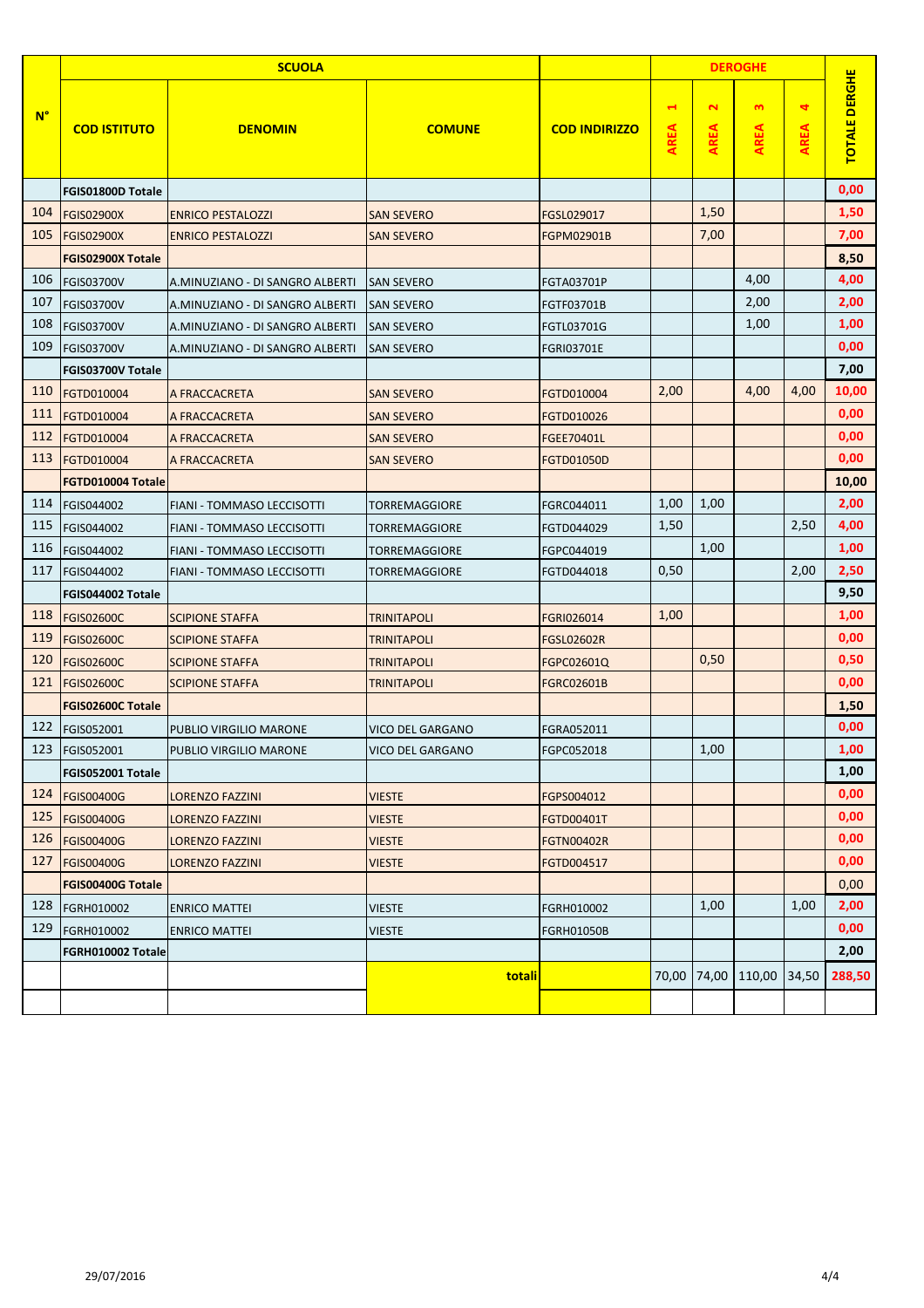| N° | SCUOLA | | | | DEROGHE | | | | TOTALE DERGHE |
|---|---|---|---|---|---|---|---|---|---|
| | COD ISTITUTO | DENOMIN | COMUNE | COD INDIRIZZO | AREA 1 | AREA 2 | AREA 3 | AREA 4 | |
| | FGIS01800D Totale | | | | | | | | 0,00 |
| 104 | FGIS02900X | ENRICO PESTALOZZI | SAN SEVERO | FGSL029017 | | 1,50 | | | 1,50 |
| 105 | FGIS02900X | ENRICO PESTALOZZI | SAN SEVERO | FGPM02901B | | 7,00 | | | 7,00 |
| | FGIS02900X Totale | | | | | | | | 8,50 |
| 106 | FGIS03700V | A.MINUZIANO - DI SANGRO ALBERTI | SAN SEVERO | FGTA03701P | | | 4,00 | | 4,00 |
| 107 | FGIS03700V | A.MINUZIANO - DI SANGRO ALBERTI | SAN SEVERO | FGTF03701B | | | 2,00 | | 2,00 |
| 108 | FGIS03700V | A.MINUZIANO - DI SANGRO ALBERTI | SAN SEVERO | FGTL03701G | | | 1,00 | | 1,00 |
| 109 | FGIS03700V | A.MINUZIANO - DI SANGRO ALBERTI | SAN SEVERO | FGRI03701E | | | | | 0,00 |
| | FGIS03700V Totale | | | | | | | | 7,00 |
| 110 | FGTD010004 | A FRACCACRETA | SAN SEVERO | FGTD010004 | 2,00 | | 4,00 | 4,00 | 10,00 |
| 111 | FGTD010004 | A FRACCACRETA | SAN SEVERO | FGTD010026 | | | | | 0,00 |
| 112 | FGTD010004 | A FRACCACRETA | SAN SEVERO | FGEE70401L | | | | | 0,00 |
| 113 | FGTD010004 | A FRACCACRETA | SAN SEVERO | FGTD01050D | | | | | 0,00 |
| | FGTD010004 Totale | | | | | | | | 10,00 |
| 114 | FGIS044002 | FIANI - TOMMASO LECCISOTTI | TORREMAGGIORE | FGRC044011 | 1,00 | 1,00 | | | 2,00 |
| 115 | FGIS044002 | FIANI - TOMMASO LECCISOTTI | TORREMAGGIORE | FGTD044029 | 1,50 | | | 2,50 | 4,00 |
| 116 | FGIS044002 | FIANI - TOMMASO LECCISOTTI | TORREMAGGIORE | FGPC044019 | | 1,00 | | | 1,00 |
| 117 | FGIS044002 | FIANI - TOMMASO LECCISOTTI | TORREMAGGIORE | FGTD044018 | 0,50 | | | 2,00 | 2,50 |
| | FGIS044002 Totale | | | | | | | | 9,50 |
| 118 | FGIS02600C | SCIPIONE STAFFA | TRINITAPOLI | FGRI026014 | 1,00 | | | | 1,00 |
| 119 | FGIS02600C | SCIPIONE STAFFA | TRINITAPOLI | FGSL02602R | | | | | 0,00 |
| 120 | FGIS02600C | SCIPIONE STAFFA | TRINITAPOLI | FGPC02601Q | | 0,50 | | | 0,50 |
| 121 | FGIS02600C | SCIPIONE STAFFA | TRINITAPOLI | FGRC02601B | | | | | 0,00 |
| | FGIS02600C Totale | | | | | | | | 1,50 |
| 122 | FGIS052001 | PUBLIO VIRGILIO MARONE | VICO DEL GARGANO | FGRA052011 | | | | | 0,00 |
| 123 | FGIS052001 | PUBLIO VIRGILIO MARONE | VICO DEL GARGANO | FGPC052018 | | 1,00 | | | 1,00 |
| | FGIS052001 Totale | | | | | | | | 1,00 |
| 124 | FGIS00400G | LORENZO FAZZINI | VIESTE | FGPS004012 | | | | | 0,00 |
| 125 | FGIS00400G | LORENZO FAZZINI | VIESTE | FGTD00401T | | | | | 0,00 |
| 126 | FGIS00400G | LORENZO FAZZINI | VIESTE | FGTN00402R | | | | | 0,00 |
| 127 | FGIS00400G | LORENZO FAZZINI | VIESTE | FGTD004517 | | | | | 0,00 |
| | FGIS00400G Totale | | | | | | | | 0,00 |
| 128 | FGRH010002 | ENRICO MATTEI | VIESTE | FGRH010002 | | 1,00 | | 1,00 | 2,00 |
| 129 | FGRH010002 | ENRICO MATTEI | VIESTE | FGRH01050B | | | | | 0,00 |
| | FGRH010002 Totale | | | | | | | | 2,00 |
| | | | totali | | 70,00 | 74,00 | 110,00 | 34,50 | 288,50 |
| | | | | | | | | | |

29/07/2016